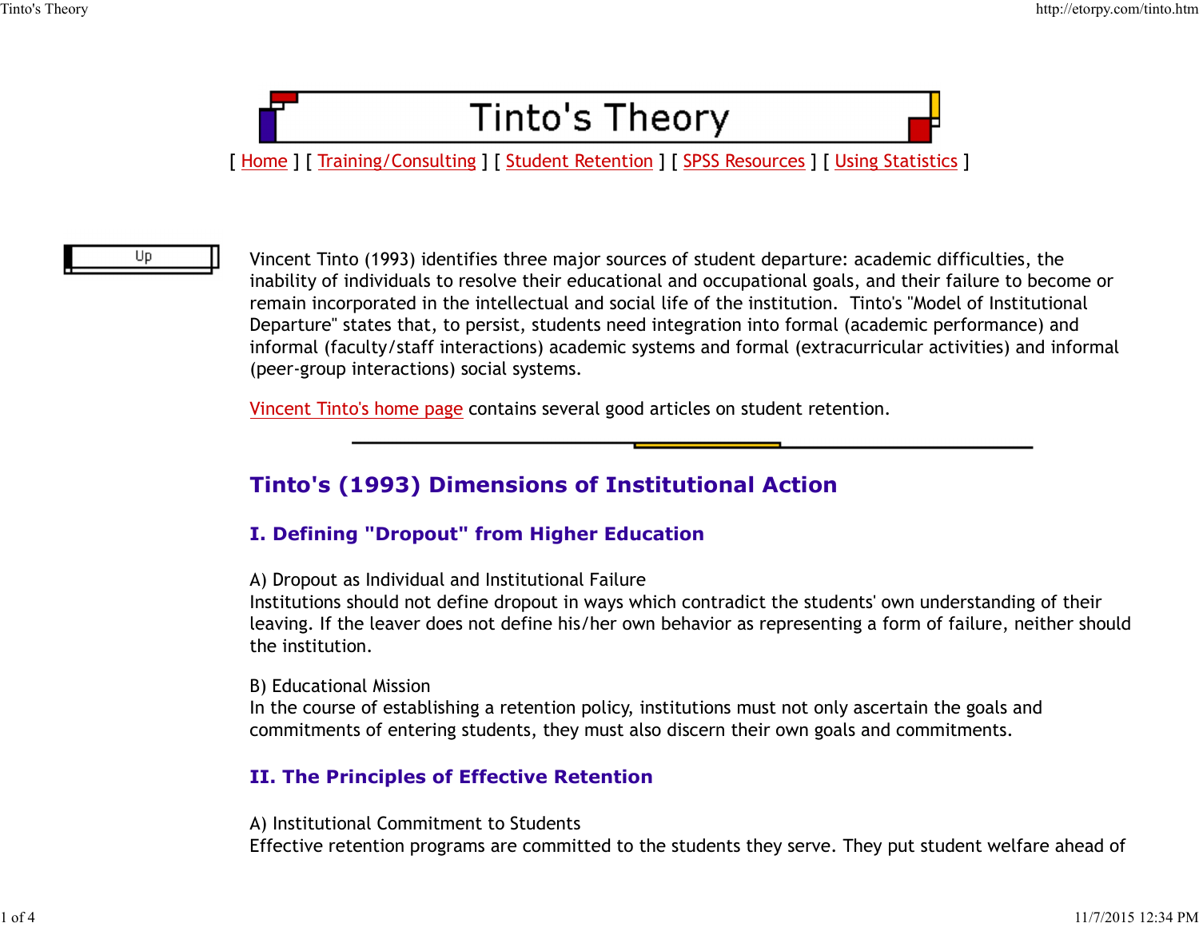# Tinto's Theory

[ Home ] [ Training/Consulting ] [ Student Retention ] [ SPSS Resources ] [ Using Statistics ]

Up

Vincent Tinto (1993) identifies three major sources of student departure: academic difficulties, the inability of individuals to resolve their educational and occupational goals, and their failure to become or remain incorporated in the intellectual and social life of the institution. Tinto's "Model of Institutional Departure" states that, to persist, students need integration into formal (academic performance) and informal (faculty/staff interactions) academic systems and formal (extracurricular activities) and informal (peer-group interactions) social systems.

Vincent Tinto's home page contains several good articles on student retention.

---

## Tinto's (1993) Dimensions of Institutional Action

### I. Defining "Dropout" from Higher Education

A) Dropout as Individual and Institutional Failure
Institutions should not define dropout in ways which contradict the students' own understanding of their leaving. If the leaver does not define his/her own behavior as representing a form of failure, neither should the institution.

B) Educational Mission
In the course of establishing a retention policy, institutions must not only ascertain the goals and commitments of entering students, they must also discern their own goals and commitments.

### II. The Principles of Effective Retention

A) Institutional Commitment to Students
Effective retention programs are committed to the students they serve. They put student welfare ahead of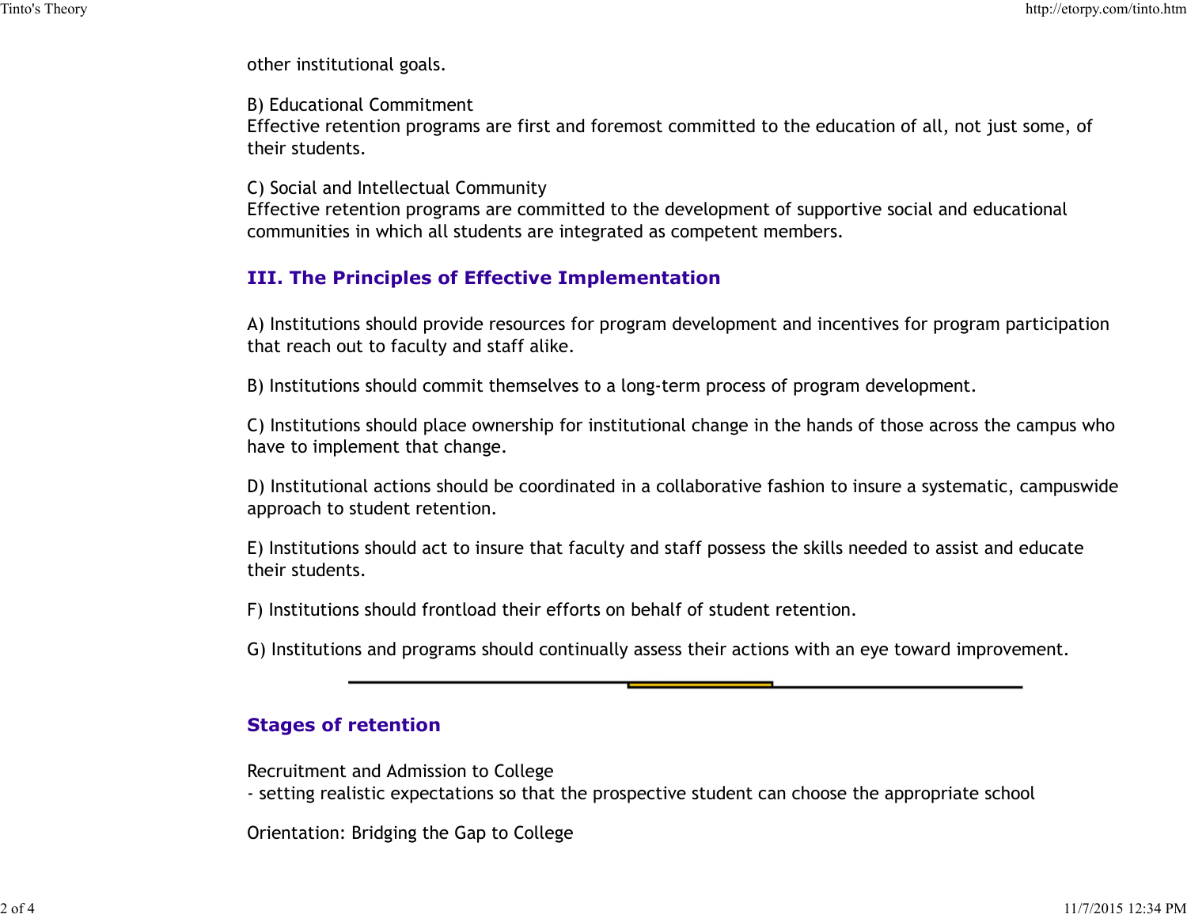other institutional goals.

B) Educational Commitment
Effective retention programs are first and foremost committed to the education of all, not just some, of their students.

C) Social and Intellectual Community
Effective retention programs are committed to the development of supportive social and educational communities in which all students are integrated as competent members.

### III. The Principles of Effective Implementation

A) Institutions should provide resources for program development and incentives for program participation that reach out to faculty and staff alike.

B) Institutions should commit themselves to a long-term process of program development.

C) Institutions should place ownership for institutional change in the hands of those across the campus who have to implement that change.

D) Institutional actions should be coordinated in a collaborative fashion to insure a systematic, campuswide approach to student retention.

E) Institutions should act to insure that faculty and staff possess the skills needed to assist and educate their students.

F) Institutions should frontload their efforts on behalf of student retention.

G) Institutions and programs should continually assess their actions with an eye toward improvement.

---

### Stages of retention

Recruitment and Admission to College
- setting realistic expectations so that the prospective student can choose the appropriate school

Orientation: Bridging the Gap to College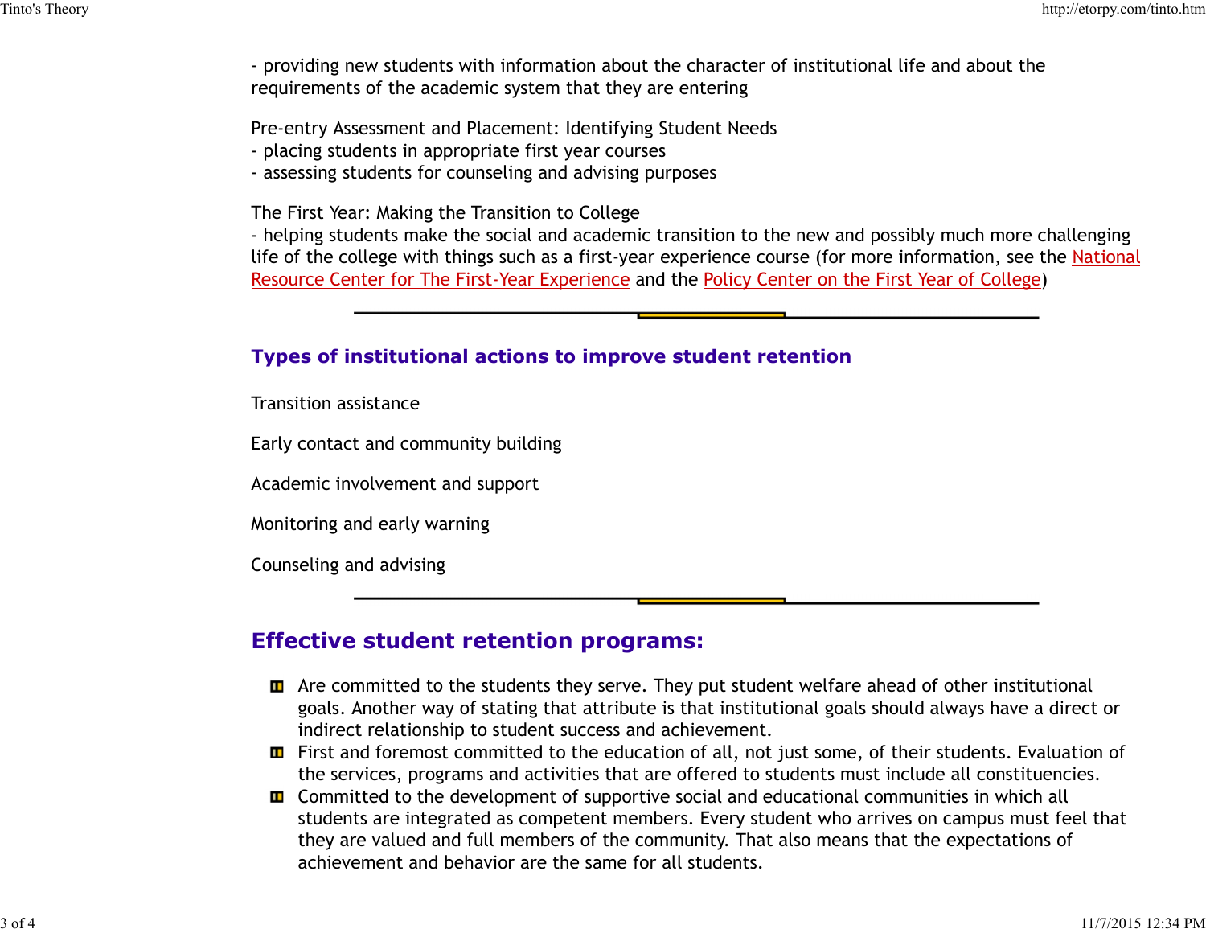- providing new students with information about the character of institutional life and about the requirements of the academic system that they are entering

Pre-entry Assessment and Placement: Identifying Student Needs
- placing students in appropriate first year courses
- assessing students for counseling and advising purposes

The First Year: Making the Transition to College
- helping students make the social and academic transition to the new and possibly much more challenging life of the college with things such as a first-year experience course (for more information, see the National Resource Center for The First-Year Experience and the Policy Center on the First Year of College)

---

### Types of institutional actions to improve student retention

Transition assistance

Early contact and community building

Academic involvement and support

Monitoring and early warning

Counseling and advising

---

## Effective student retention programs:

- Are committed to the students they serve. They put student welfare ahead of other institutional goals. Another way of stating that attribute is that institutional goals should always have a direct or indirect relationship to student success and achievement.
- First and foremost committed to the education of all, not just some, of their students. Evaluation of the services, programs and activities that are offered to students must include all constituencies.
- Committed to the development of supportive social and educational communities in which all students are integrated as competent members. Every student who arrives on campus must feel that they are valued and full members of the community. That also means that the expectations of achievement and behavior are the same for all students.